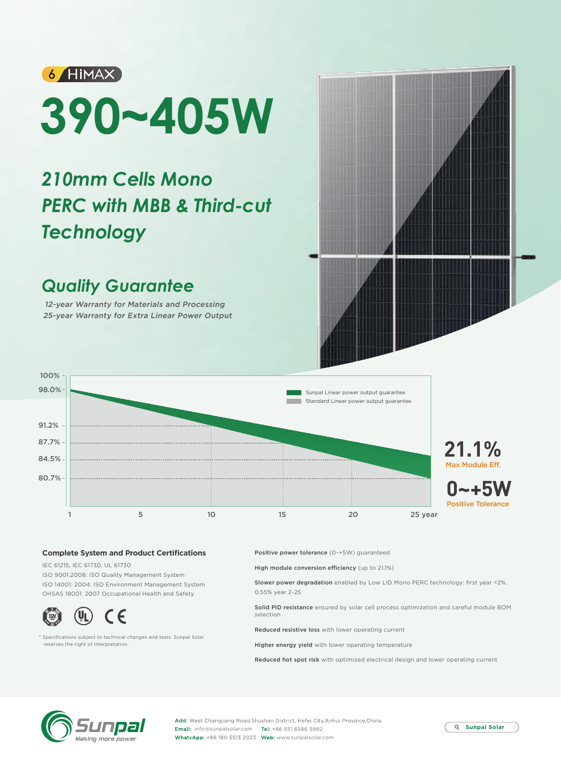6 HiMAX

# 390~405W

## 210mm Cells Mono PERC with MBB & Third-cut Technology

## Quality Guarantee

*12-year Warranty for Materials and Processing*
*25-year Warranty for Extra Linear Power Output*

- Sunpal Linear power output guarantee
- Standard Linear power output guarantee

100%
98.0%
91.2%
87.7%
84.5%
80.7%

1 5 10 15 20 25 year

**21.1%**
Max Module Eff.

**0~+5W**
Positive Tolerance

### Complete System and Product Certifications

IEC 61215, IEC 61730, UL 61730
ISO 9001:2008: ISO Quality Management System
ISO 14001: 2004: ISO Environment Management System
OHSAS 18001: 2007 Occupational Health and Safety

* Specifications subject to technical changes and tests. Sunpal Solar reserves the right of interpretation.

**Positive power tolerance** (0~+5W) guaranteed

**High module conversion efficiency** (up to 21.1%)

**Slower power degradation** enabled by Low LID Mono PERC technology: first year <2%, 0.55% year 2-25

**Solid PID resistance** ensured by solar cell process optimization and careful module BOM selection

**Reduced resistive loss** with lower operating current

**Higher energy yield** with lower operating temperature

**Reduced hot spot risk** with optimized electrical design and lower operating current

Sunpal
Making more power

**Add:** West Changjiang Road,Shushan District, Hefei City,Anhui Province,China.
**Email:** info@sunpalsolar.com **Tel:** +86 551 6586 5992
**WhatsApp:** +86 180 5513 2023 **Web:** www.sunpalsolar.com

Sunpal Solar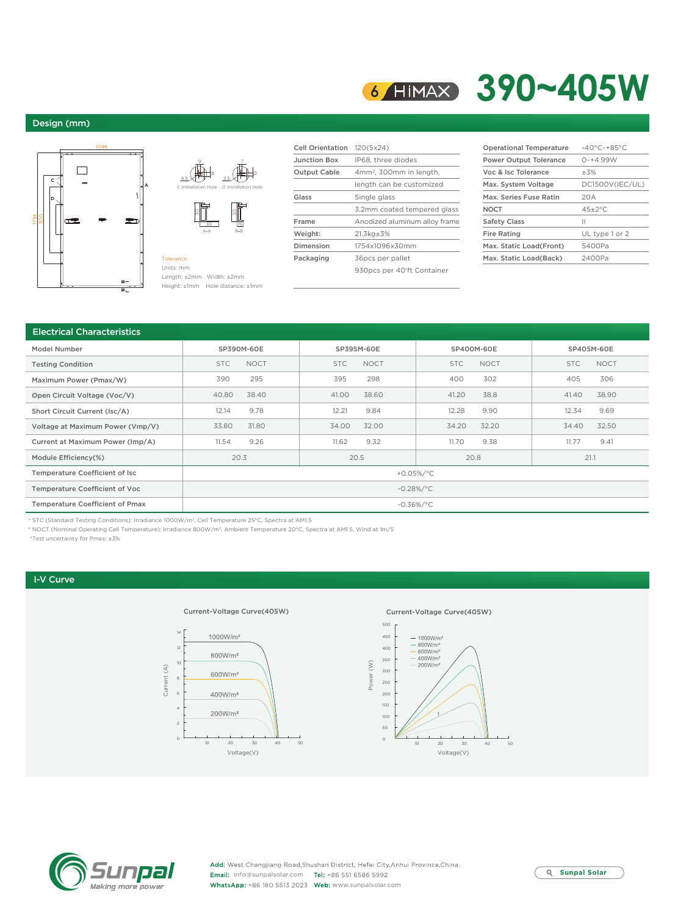# 6 HiMAX 390~405W

## Design (mm)

1096

1754

1100

C

D

A

4.5

9

C Installation Hole

3.5

7

D Installation Hole

30

A-A

15

B-B

Tolerance:
Units: mm
Length: ±2mm Width: ±2mm
Height: ±1mm Hole distance: ±1mm

| | |
|---|---|
| Cell Orientation | 120(5x24) |
| Junction Box | IP68, three diodes |
| Output Cable | 4mm², 300mm in length, length can be customized |
| Glass | Single glass<br>3.2mm coated tempered glass |
| Frame | Anodized aluminum alloy frame |
| Weight: | 21.3kg±3% |
| Dimension | 1754x1096x30mm |
| Packaging | 36pcs per pallet<br>930pcs per 40'ft Container |

| | |
|---|---|
| Operational Temperature | -40°C-+85°C |
| Power Output Tolerance | 0~+4.99W |
| Voc & Isc Tolerance | ±3% |
| Max. System Voltage | DC1500V(IEC/UL) |
| Max. Series Fuse Ratin | 20A |
| NOCT | 45±2°C |
| Safety Class | II |
| Fire Rating | UL type 1 or 2 |
| Max. Static Load(Front) | 5400Pa |
| Max. Static Load(Back) | 2400Pa |

## Electrical Characteristics

| Model Number | SP390M-60E | | SP395M-60E | | SP400M-60E | | SP405M-60E | |
|---|---|---|---|---|---|---|---|---|
| Testing Condition | STC | NOCT | STC | NOCT | STC | NOCT | STC | NOCT |
| Maximum Power (Pmax/W) | 390 | 295 | 395 | 298 | 400 | 302 | 405 | 306 |
| Open Circuit Voltage (Voc/V) | 40.80 | 38.40 | 41.00 | 38.60 | 41.20 | 38.8 | 41.40 | 38.90 |
| Short Circuit Current (Isc/A) | 12.14 | 9.78 | 12.21 | 9.84 | 12.28 | 9.90 | 12.34 | 9.69 |
| Voltage at Maximum Power (Vmp/V) | 33.80 | 31.80 | 34.00 | 32.00 | 34.20 | 32.20 | 34.40 | 32.50 |
| Current at Maximum Power (Imp/A) | 11.54 | 9.26 | 11.62 | 9.32 | 11.70 | 9.38 | 11.77 | 9.41 |
| Module Efficiency(%) | 20.3 | | 20.5 | | 20.8 | | 21.1 | |
| Temperature Coefficient of Isc | +0.05%/°C | | | | | | | |
| Temperature Coefficient of Voc | -0.28%/°C | | | | | | | |
| Temperature Coefficient of Pmax | -0.36%/°C | | | | | | | |

* STC (Standard Testing Conditions): Irradiance 1000W/m², Cell Temperature 25°C, Spectra at AM1.5
* NOCT (Nominal Operating Cell Temperature): Irradiance 800W/m², Ambient Temperature 20°C, Spectra at AM1.5, Wind at 1m/S
*Test uncertainty for Pmax: ±3%

## I-V Curve

Current-Voltage Curve(405W)

1000W/m²
800W/m²
600W/m²
400W/m²
200W/m²

Current (A)

Voltage(V)

Current-Voltage Curve(405W)

1000W/m²
800W/m²
600W/m²
400W/m²
200W/m²

Power (W)

Voltage(V)

Sunpal
Making more power

**Add:** West Changjiang Road,Shushan District, Hefei City,Anhui Province,China.
**Email:** info@sunpalsolar.com **Tel:** +86 551 6586 5992
**WhatsApp:** +86 180 5513 2023 **Web:** www.sunpalsolar.com

Sunpal Solar